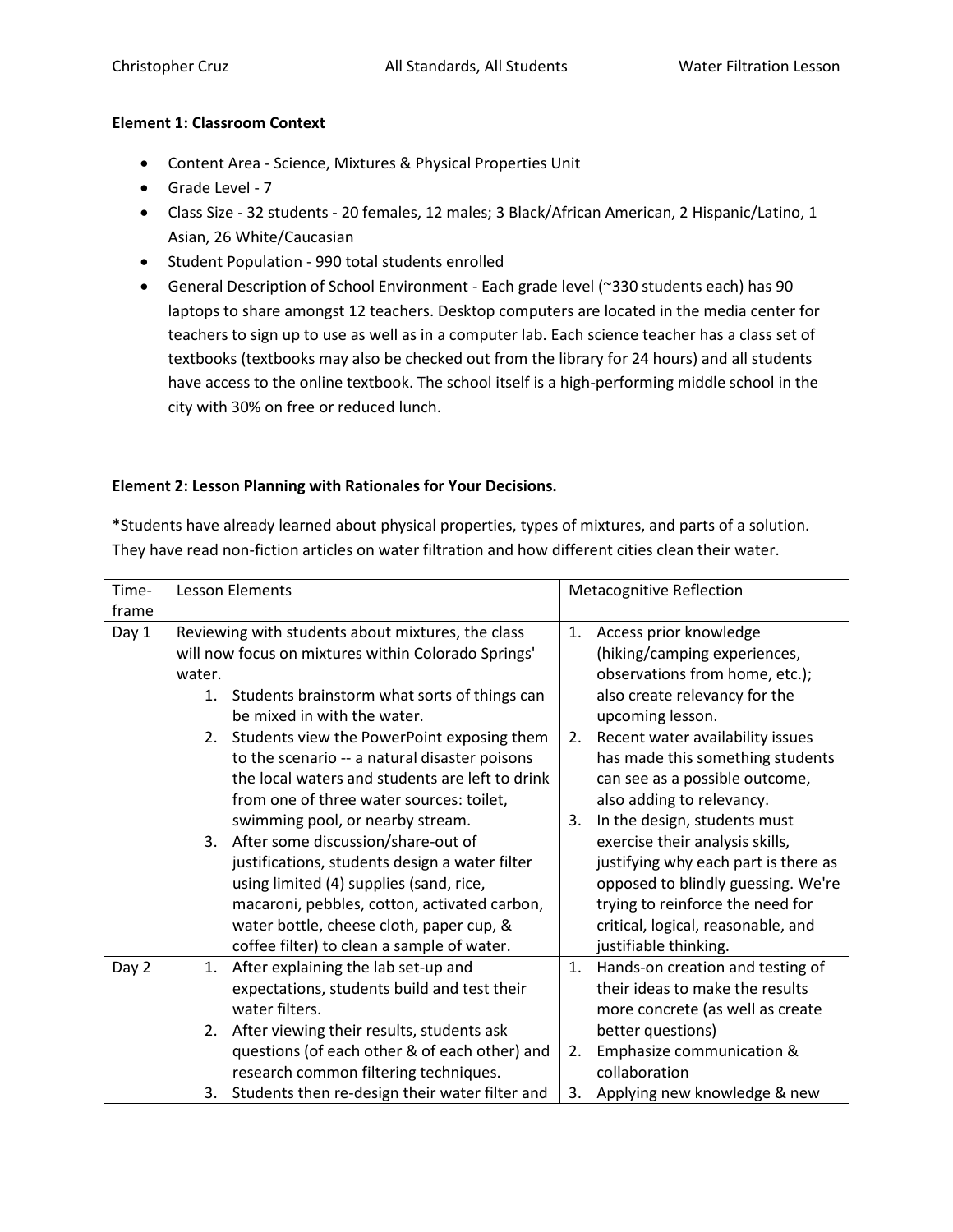**Element 1: Classroom Context**

- Content Area - Science, Mixtures & Physical Properties Unit
- Grade Level - 7
- Class Size - 32 students - 20 females, 12 males; 3 Black/African American, 2 Hispanic/Latino, 1 Asian, 26 White/Caucasian
- Student Population - 990 total students enrolled
- General Description of School Environment - Each grade level (~330 students each) has 90 laptops to share amongst 12 teachers. Desktop computers are located in the media center for teachers to sign up to use as well as in a computer lab. Each science teacher has a class set of textbooks (textbooks may also be checked out from the library for 24 hours) and all students have access to the online textbook. The school itself is a high-performing middle school in the city with 30% on free or reduced lunch.

**Element 2: Lesson Planning with Rationales for Your Decisions.**

*Students have already learned about physical properties, types of mixtures, and parts of a solution. They have read non-fiction articles on water filtration and how different cities clean their water.

| Time-frame | Lesson Elements | Metacognitive Reflection |
|---|---|---|
| Day 1 | Reviewing with students about mixtures, the class will now focus on mixtures within Colorado Springs' water.<br>1. Students brainstorm what sorts of things can be mixed in with the water.<br>2. Students view the PowerPoint exposing them to the scenario -- a natural disaster poisons the local waters and students are left to drink from one of three water sources: toilet, swimming pool, or nearby stream.<br>3. After some discussion/share-out of justifications, students design a water filter using limited (4) supplies (sand, rice, macaroni, pebbles, cotton, activated carbon, water bottle, cheese cloth, paper cup, & coffee filter) to clean a sample of water. | 1. Access prior knowledge (hiking/camping experiences, observations from home, etc.); also create relevancy for the upcoming lesson.<br>2. Recent water availability issues has made this something students can see as a possible outcome, also adding to relevancy.<br>3. In the design, students must exercise their analysis skills, justifying why each part is there as opposed to blindly guessing. We're trying to reinforce the need for critical, logical, reasonable, and justifiable thinking. |
| Day 2 | 1. After explaining the lab set-up and expectations, students build and test their water filters.<br>2. After viewing their results, students ask questions (of each other & of each other) and research common filtering techniques.<br>3. Students then re-design their water filter and | 1. Hands-on creation and testing of their ideas to make the results more concrete (as well as create better questions)<br>2. Emphasize communication & collaboration<br>3. Applying new knowledge & new |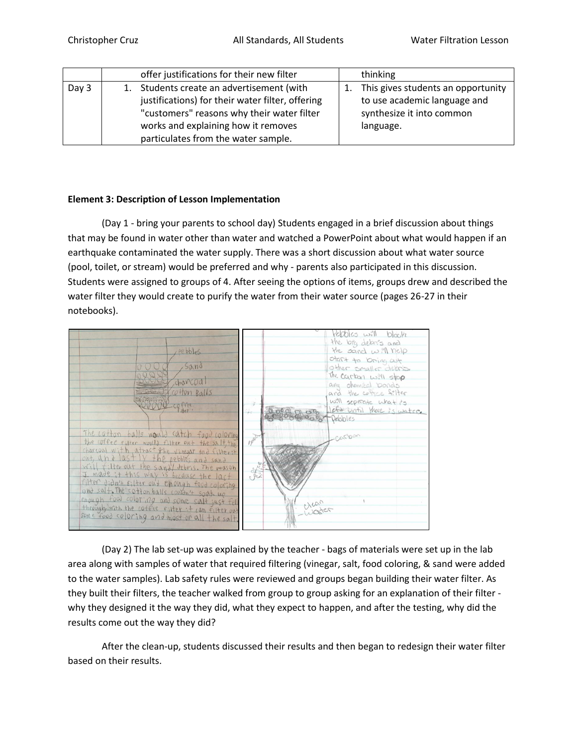| | | |
|---|---|---|
| | offer justifications for their new filter | thinking |
| Day 3 | 1. Students create an advertisement (with justifications) for their water filter, offering "customers" reasons why their water filter works and explaining how it removes particulates from the water sample. | 1. This gives students an opportunity to use academic language and synthesize it into common language. |

**Element 3: Description of Lesson Implementation**

(Day 1 - bring your parents to school day) Students engaged in a brief discussion about things that may be found in water other than water and watched a PowerPoint about what would happen if an earthquake contaminated the water supply. There was a short discussion about what water source (pool, toilet, or stream) would be preferred and why - parents also participated in this discussion. Students were assigned to groups of 4. After seeing the options of items, groups drew and described the water filter they would create to purify the water from their water source (pages 26-27 in their notebooks).

(Day 2) The lab set-up was explained by the teacher - bags of materials were set up in the lab area along with samples of water that required filtering (vinegar, salt, food coloring, & sand were added to the water samples). Lab safety rules were reviewed and groups began building their water filter. As they built their filters, the teacher walked from group to group asking for an explanation of their filter - why they designed it the way they did, what they expect to happen, and after the testing, why did the results come out the way they did?

After the clean-up, students discussed their results and then began to redesign their water filter based on their results.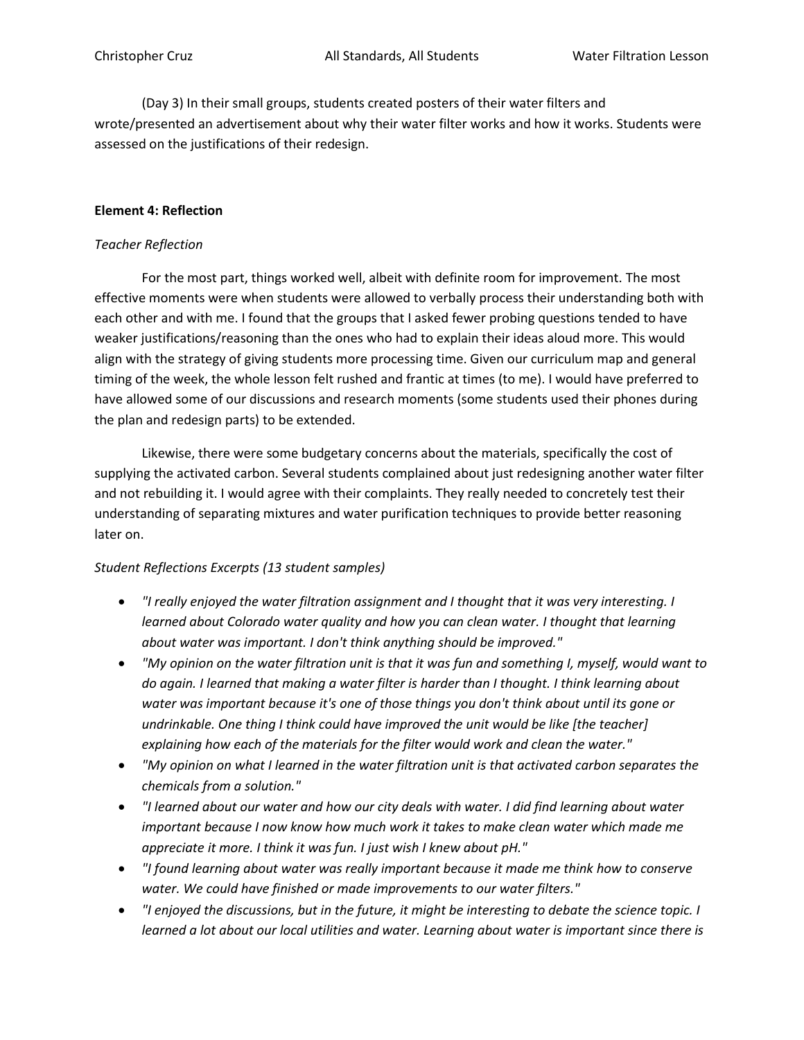(Day 3) In their small groups, students created posters of their water filters and wrote/presented an advertisement about why their water filter works and how it works. Students were assessed on the justifications of their redesign.

**Element 4: Reflection**

*Teacher Reflection*

For the most part, things worked well, albeit with definite room for improvement. The most effective moments were when students were allowed to verbally process their understanding both with each other and with me. I found that the groups that I asked fewer probing questions tended to have weaker justifications/reasoning than the ones who had to explain their ideas aloud more. This would align with the strategy of giving students more processing time. Given our curriculum map and general timing of the week, the whole lesson felt rushed and frantic at times (to me). I would have preferred to have allowed some of our discussions and research moments (some students used their phones during the plan and redesign parts) to be extended.

Likewise, there were some budgetary concerns about the materials, specifically the cost of supplying the activated carbon. Several students complained about just redesigning another water filter and not rebuilding it. I would agree with their complaints. They really needed to concretely test their understanding of separating mixtures and water purification techniques to provide better reasoning later on.

*Student Reflections Excerpts (13 student samples)*

- *"I really enjoyed the water filtration assignment and I thought that it was very interesting. I learned about Colorado water quality and how you can clean water. I thought that learning about water was important. I don't think anything should be improved."*
- *"My opinion on the water filtration unit is that it was fun and something I, myself, would want to do again. I learned that making a water filter is harder than I thought. I think learning about water was important because it's one of those things you don't think about until its gone or undrinkable. One thing I think could have improved the unit would be like [the teacher] explaining how each of the materials for the filter would work and clean the water."*
- *"My opinion on what I learned in the water filtration unit is that activated carbon separates the chemicals from a solution."*
- *"I learned about our water and how our city deals with water. I did find learning about water important because I now know how much work it takes to make clean water which made me appreciate it more. I think it was fun. I just wish I knew about pH."*
- *"I found learning about water was really important because it made me think how to conserve water. We could have finished or made improvements to our water filters."*
- *"I enjoyed the discussions, but in the future, it might be interesting to debate the science topic. I learned a lot about our local utilities and water. Learning about water is important since there is*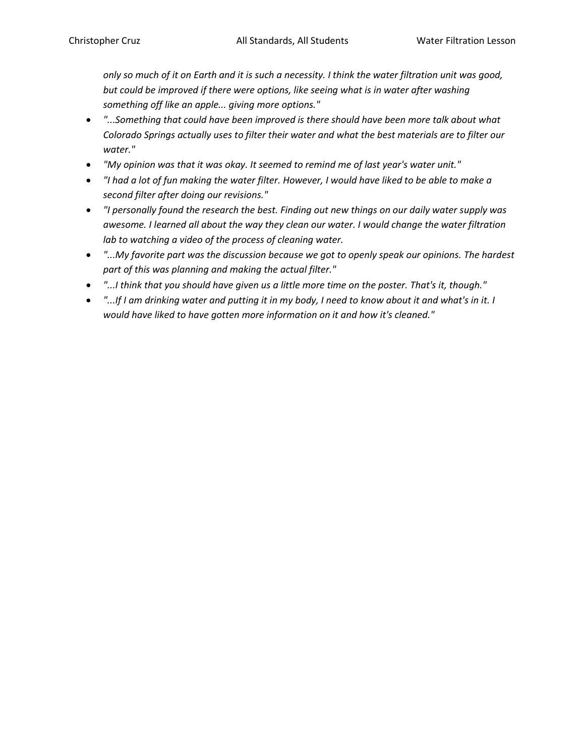*only so much of it on Earth and it is such a necessity. I think the water filtration unit was good, but could be improved if there were options, like seeing what is in water after washing something off like an apple... giving more options."*

- *"...Something that could have been improved is there should have been more talk about what Colorado Springs actually uses to filter their water and what the best materials are to filter our water."*
- *"My opinion was that it was okay. It seemed to remind me of last year's water unit."*
- *"I had a lot of fun making the water filter. However, I would have liked to be able to make a second filter after doing our revisions."*
- *"I personally found the research the best. Finding out new things on our daily water supply was awesome. I learned all about the way they clean our water. I would change the water filtration lab to watching a video of the process of cleaning water.*
- *"...My favorite part was the discussion because we got to openly speak our opinions. The hardest part of this was planning and making the actual filter."*
- *"...I think that you should have given us a little more time on the poster. That's it, though."*
- *"...If I am drinking water and putting it in my body, I need to know about it and what's in it. I would have liked to have gotten more information on it and how it's cleaned."*